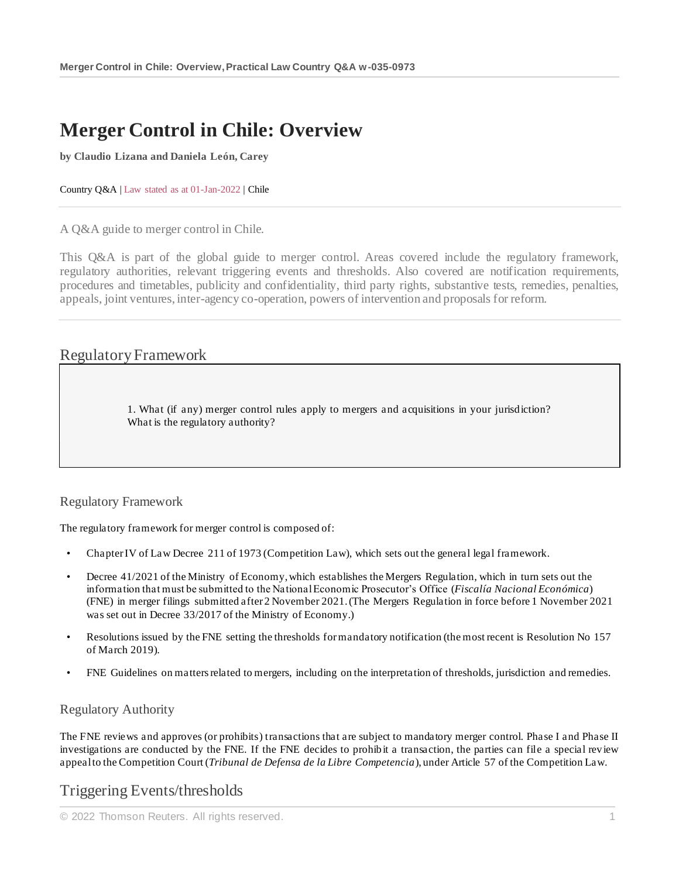# Merger Control in Chile: Overview

**by Claudio Lizana and Daniela León, Carey**

Country Q&A | Law stated as at 01-Jan-2022 | Chile

A Q&A guide to merger control in Chile.

This Q&A is part of the global guide to merger control. Areas covered include the regulatory framework, regulatory authorities, relevant triggering events and thresholds. Also covered are notification requirements, procedures and timetables, publicity and confidentiality, third party rights, substantive tests, remedies, penalties, appeals, joint ventures, inter-agency co-operation, powers of intervention and proposals for reform.

## Regulatory Framework

> 1. What (if any) merger control rules apply to mergers and acquisitions in your jurisdiction? What is the regulatory authority?

### Regulatory Framework

The regulatory framework for merger control is composed of:

- Chapter IV of Law Decree 211 of 1973 (Competition Law), which sets out the general legal framework.
- Decree 41/2021 of the Ministry of Economy, which establishes the Mergers Regulation, which in turn sets out the information that must be submitted to the National Economic Prosecutor's Office (*Fiscalía Nacional Económica*) (FNE) in merger filings submitted after 2 November 2021. (The Mergers Regulation in force before 1 November 2021 was set out in Decree 33/2017 of the Ministry of Economy.)
- Resolutions issued by the FNE setting the thresholds for mandatory notification (the most recent is Resolution No 157 of March 2019).
- FNE Guidelines on matters related to mergers, including on the interpretation of thresholds, jurisdiction and remedies.

### Regulatory Authority

The FNE reviews and approves (or prohibits) transactions that are subject to mandatory merger control. Phase I and Phase II investigations are conducted by the FNE. If the FNE decides to prohibit a transaction, the parties can file a special review appeal to the Competition Court (*Tribunal de Defensa de la Libre Competencia*), under Article 57 of the Competition Law.

## Triggering Events/thresholds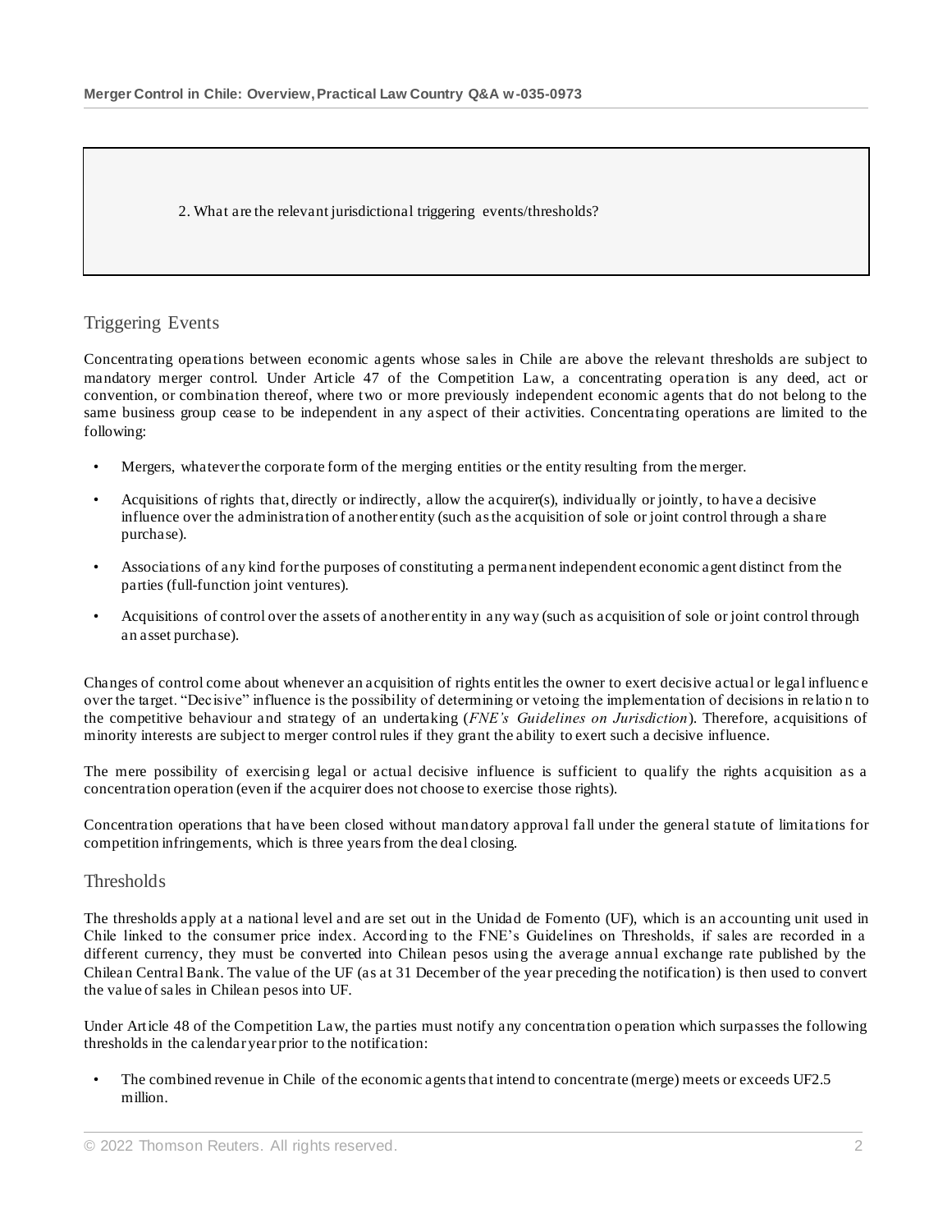2. What are the relevant jurisdictional triggering events/thresholds?

## Triggering Events

Concentrating operations between economic agents whose sales in Chile are above the relevant thresholds are subject to mandatory merger control. Under Article 47 of the Competition Law, a concentrating operation is any deed, act or convention, or combination thereof, where two or more previously independent economic agents that do not belong to the same business group cease to be independent in any aspect of their activities. Concentrating operations are limited to the following:

- Mergers, whatever the corporate form of the merging entities or the entity resulting from the merger.
- Acquisitions of rights that, directly or indirectly, allow the acquirer(s), individually or jointly, to have a decisive influence over the administration of another entity (such as the acquisition of sole or joint control through a share purchase).
- Associations of any kind for the purposes of constituting a permanent independent economic agent distinct from the parties (full-function joint ventures).
- Acquisitions of control over the assets of another entity in any way (such as acquisition of sole or joint control through an asset purchase).

Changes of control come about whenever an acquisition of rights entitles the owner to exert decisive actual or legal influence over the target. "Decisive" influence is the possibility of determining or vetoing the implementation of decisions in relation to the competitive behaviour and strategy of an undertaking (*FNE's Guidelines on Jurisdiction*). Therefore, acquisitions of minority interests are subject to merger control rules if they grant the ability to exert such a decisive influence.

The mere possibility of exercising legal or actual decisive influence is sufficient to qualify the rights acquisition as a concentration operation (even if the acquirer does not choose to exercise those rights).

Concentration operations that have been closed without mandatory approval fall under the general statute of limitations for competition infringements, which is three years from the deal closing.

## Thresholds

The thresholds apply at a national level and are set out in the Unidad de Fomento (UF), which is an accounting unit used in Chile linked to the consumer price index. According to the FNE's Guidelines on Thresholds, if sales are recorded in a different currency, they must be converted into Chilean pesos using the average annual exchange rate published by the Chilean Central Bank. The value of the UF (as at 31 December of the year preceding the notification) is then used to convert the value of sales in Chilean pesos into UF.

Under Article 48 of the Competition Law, the parties must notify any concentration operation which surpasses the following thresholds in the calendar year prior to the notification:

- The combined revenue in Chile of the economic agents that intend to concentrate (merge) meets or exceeds UF2.5 million.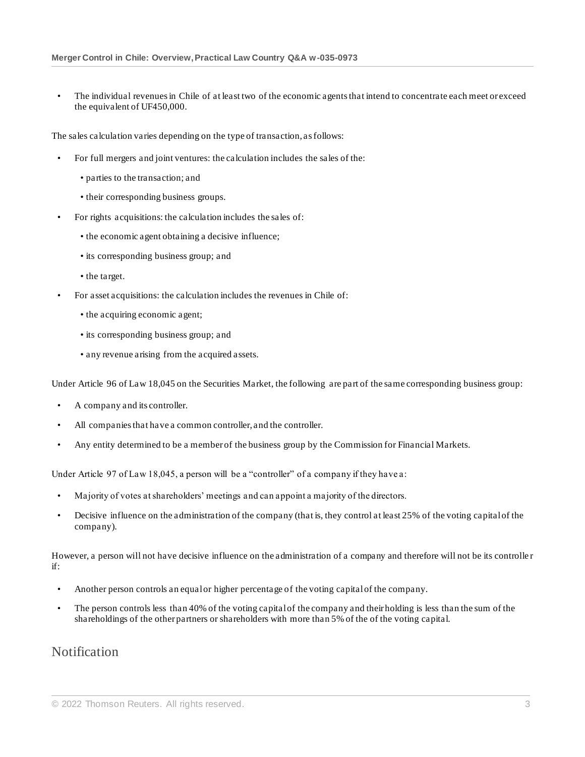- The individual revenues in Chile of at least two of the economic agents that intend to concentrate each meet or exceed the equivalent of UF450,000.

The sales calculation varies depending on the type of transaction, as follows:

- For full mergers and joint ventures: the calculation includes the sales of the:
  - parties to the transaction; and
  - their corresponding business groups.
- For rights acquisitions: the calculation includes the sales of:
  - the economic agent obtaining a decisive influence;
  - its corresponding business group; and
  - the target.
- For asset acquisitions: the calculation includes the revenues in Chile of:
  - the acquiring economic agent;
  - its corresponding business group; and
  - any revenue arising from the acquired assets.

Under Article 96 of Law 18,045 on the Securities Market, the following are part of the same corresponding business group:

- A company and its controller.
- All companies that have a common controller, and the controller.
- Any entity determined to be a member of the business group by the Commission for Financial Markets.

Under Article 97 of Law 18,045, a person will be a "controller" of a company if they have a:

- Majority of votes at shareholders' meetings and can appoint a majority of the directors.
- Decisive influence on the administration of the company (that is, they control at least 25% of the voting capital of the company).

However, a person will not have decisive influence on the administration of a company and therefore will not be its controller if:

- Another person controls an equal or higher percentage of the voting capital of the company.
- The person controls less than 40% of the voting capital of the company and their holding is less than the sum of the shareholdings of the other partners or shareholders with more than 5% of the of the voting capital.

## Notification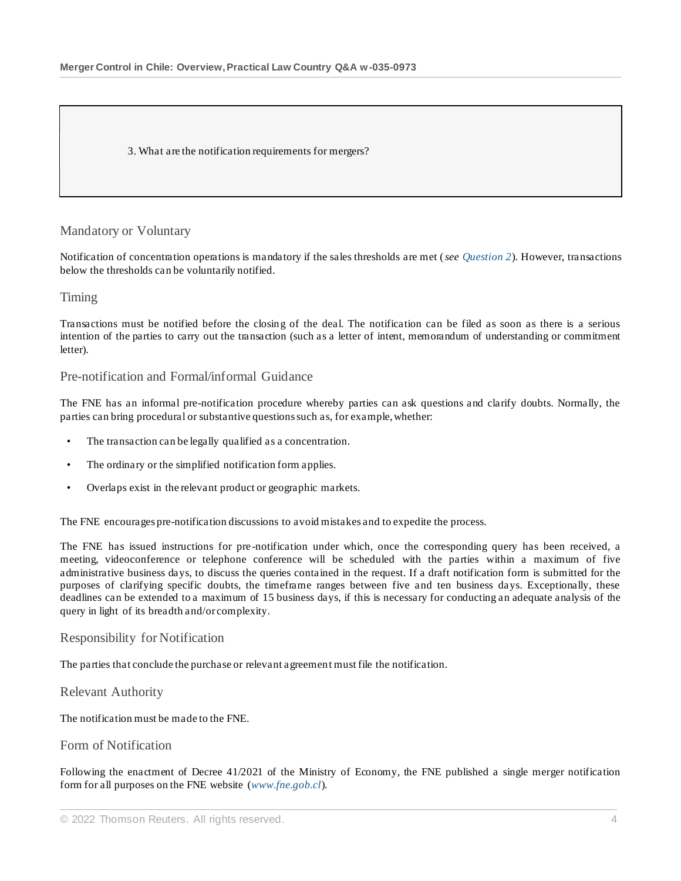> 3. What are the notification requirements for mergers?

## Mandatory or Voluntary

Notification of concentration operations is mandatory if the sales thresholds are met (*see Question 2*). However, transactions below the thresholds can be voluntarily notified.

## Timing

Transactions must be notified before the closing of the deal. The notification can be filed as soon as there is a serious intention of the parties to carry out the transaction (such as a letter of intent, memorandum of understanding or commitment letter).

## Pre-notification and Formal/informal Guidance

The FNE has an informal pre-notification procedure whereby parties can ask questions and clarify doubts. Normally, the parties can bring procedural or substantive questions such as, for example, whether:

- The transaction can be legally qualified as a concentration.
- The ordinary or the simplified notification form applies.
- Overlaps exist in the relevant product or geographic markets.

The FNE encourages pre-notification discussions to avoid mistakes and to expedite the process.

The FNE has issued instructions for pre-notification under which, once the corresponding query has been received, a meeting, videoconference or telephone conference will be scheduled with the parties within a maximum of five administrative business days, to discuss the queries contained in the request. If a draft notification form is submitted for the purposes of clarifying specific doubts, the timeframe ranges between five and ten business days. Exceptionally, these deadlines can be extended to a maximum of 15 business days, if this is necessary for conducting an adequate analysis of the query in light of its breadth and/or complexity.

## Responsibility for Notification

The parties that conclude the purchase or relevant agreement must file the notification.

## Relevant Authority

The notification must be made to the FNE.

## Form of Notification

Following the enactment of Decree 41/2021 of the Ministry of Economy, the FNE published a single merger notification form for all purposes on the FNE website (*www.fne.gob.cl*).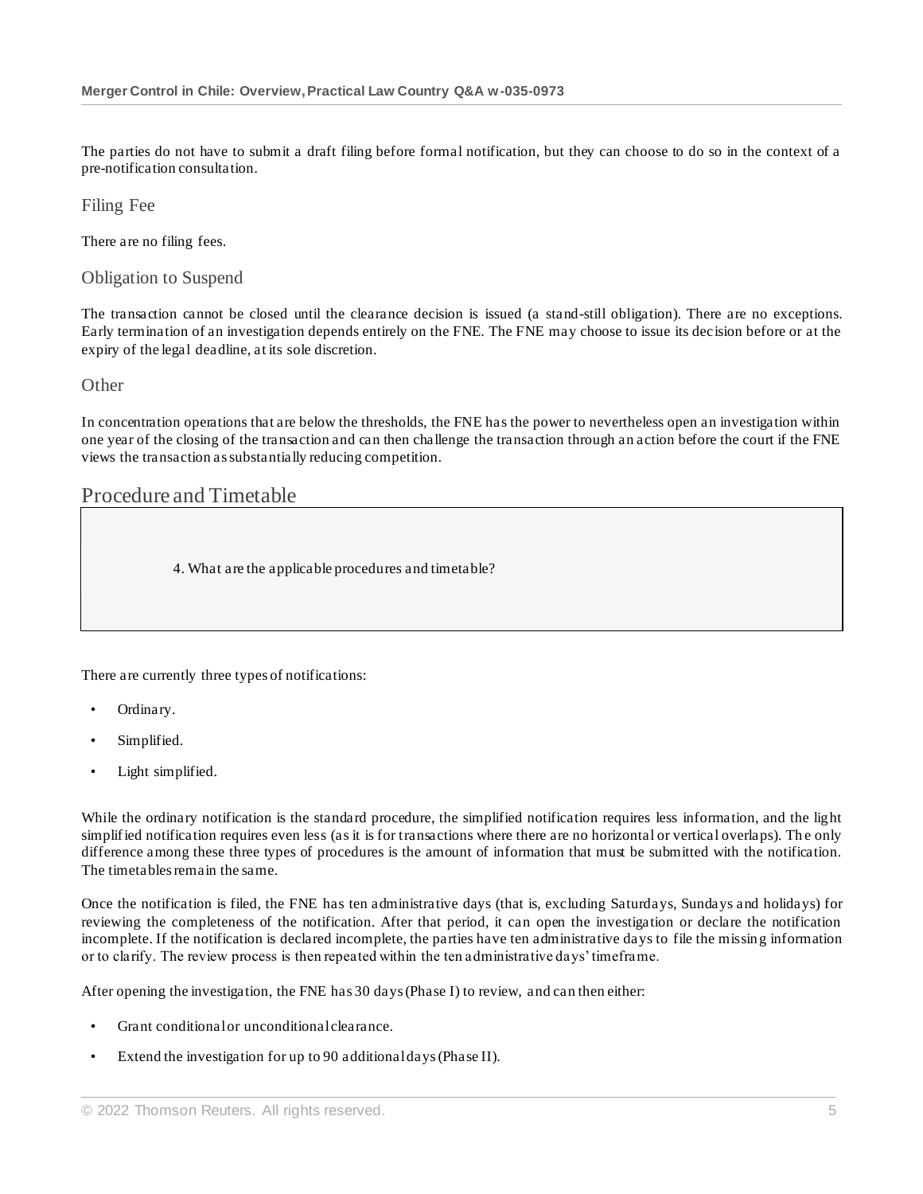The parties do not have to submit a draft filing before formal notification, but they can choose to do so in the context of a pre-notification consultation.

### Filing Fee

There are no filing fees.

### Obligation to Suspend

The transaction cannot be closed until the clearance decision is issued (a stand-still obligation). There are no exceptions. Early termination of an investigation depends entirely on the FNE. The FNE may choose to issue its decision before or at the expiry of the legal deadline, at its sole discretion.

### Other

In concentration operations that are below the thresholds, the FNE has the power to nevertheless open an investigation within one year of the closing of the transaction and can then challenge the transaction through an action before the court if the FNE views the transaction as substantially reducing competition.

## Procedure and Timetable

4. What are the applicable procedures and timetable?

There are currently three types of notifications:

- Ordinary.
- Simplified.
- Light simplified.

While the ordinary notification is the standard procedure, the simplified notification requires less information, and the light simplified notification requires even less (as it is for transactions where there are no horizontal or vertical overlaps). The only difference among these three types of procedures is the amount of information that must be submitted with the notification. The timetables remain the same.

Once the notification is filed, the FNE has ten administrative days (that is, excluding Saturdays, Sundays and holidays) for reviewing the completeness of the notification. After that period, it can open the investigation or declare the notification incomplete. If the notification is declared incomplete, the parties have ten administrative days to file the missing information or to clarify. The review process is then repeated within the ten administrative days' timeframe.

After opening the investigation, the FNE has 30 days (Phase I) to review, and can then either:

- Grant conditional or unconditional clearance.
- Extend the investigation for up to 90 additional days (Phase II).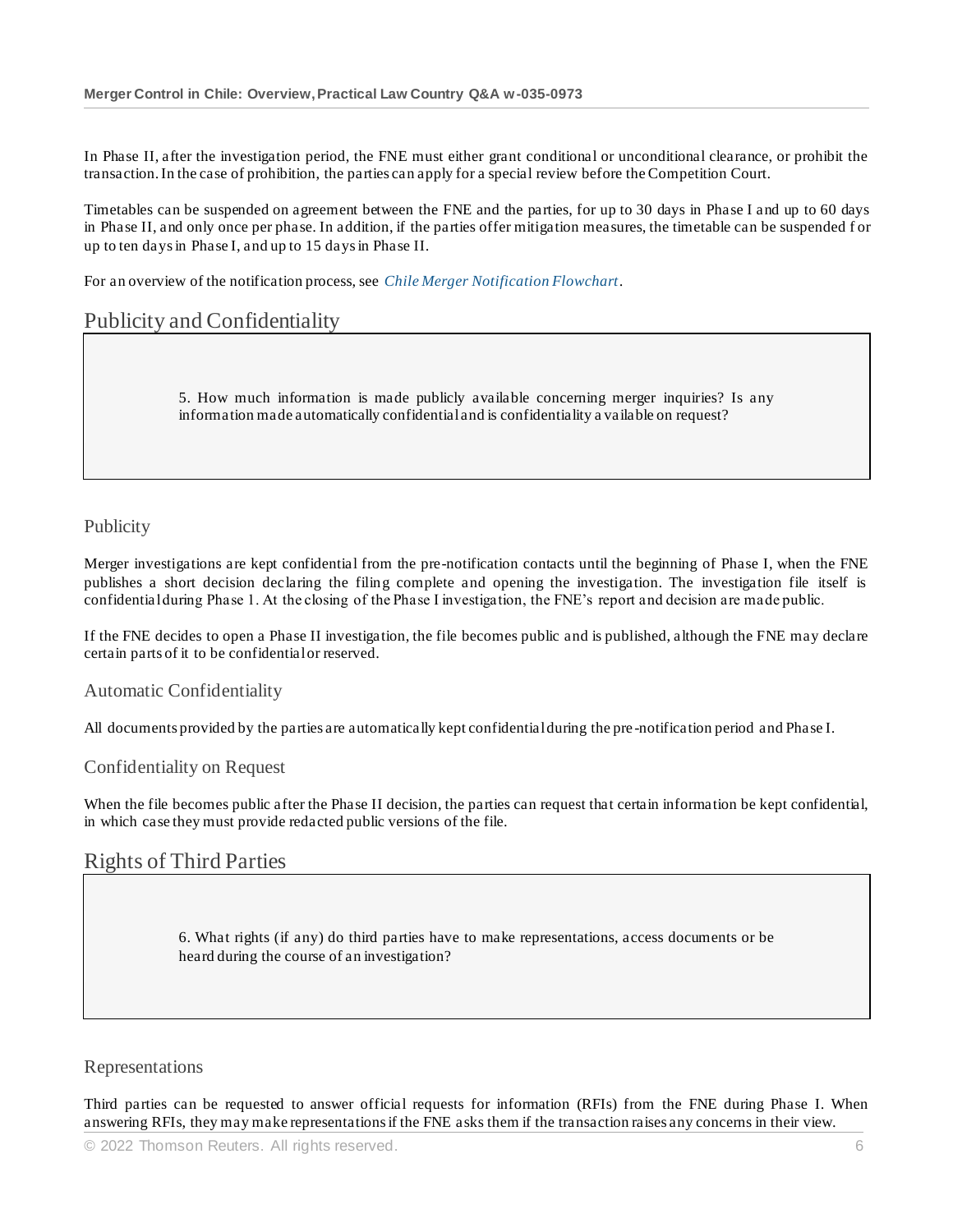In Phase II, after the investigation period, the FNE must either grant conditional or unconditional clearance, or prohibit the transaction. In the case of prohibition, the parties can apply for a special review before the Competition Court.

Timetables can be suspended on agreement between the FNE and the parties, for up to 30 days in Phase I and up to 60 days in Phase II, and only once per phase. In addition, if the parties offer mitigation measures, the timetable can be suspended for up to ten days in Phase I, and up to 15 days in Phase II.

For an overview of the notification process, see *Chile Merger Notification Flowchart*.

## Publicity and Confidentiality

> 5. How much information is made publicly available concerning merger inquiries? Is any information made automatically confidential and is confidentiality available on request?

### Publicity

Merger investigations are kept confidential from the pre-notification contacts until the beginning of Phase I, when the FNE publishes a short decision declaring the filing complete and opening the investigation. The investigation file itself is confidential during Phase 1. At the closing of the Phase I investigation, the FNE's report and decision are made public.

If the FNE decides to open a Phase II investigation, the file becomes public and is published, although the FNE may declare certain parts of it to be confidential or reserved.

### Automatic Confidentiality

All documents provided by the parties are automatically kept confidential during the pre-notification period and Phase I.

### Confidentiality on Request

When the file becomes public after the Phase II decision, the parties can request that certain information be kept confidential, in which case they must provide redacted public versions of the file.

## Rights of Third Parties

> 6. What rights (if any) do third parties have to make representations, access documents or be heard during the course of an investigation?

### Representations

Third parties can be requested to answer official requests for information (RFIs) from the FNE during Phase I. When answering RFIs, they may make representations if the FNE asks them if the transaction raises any concerns in their view.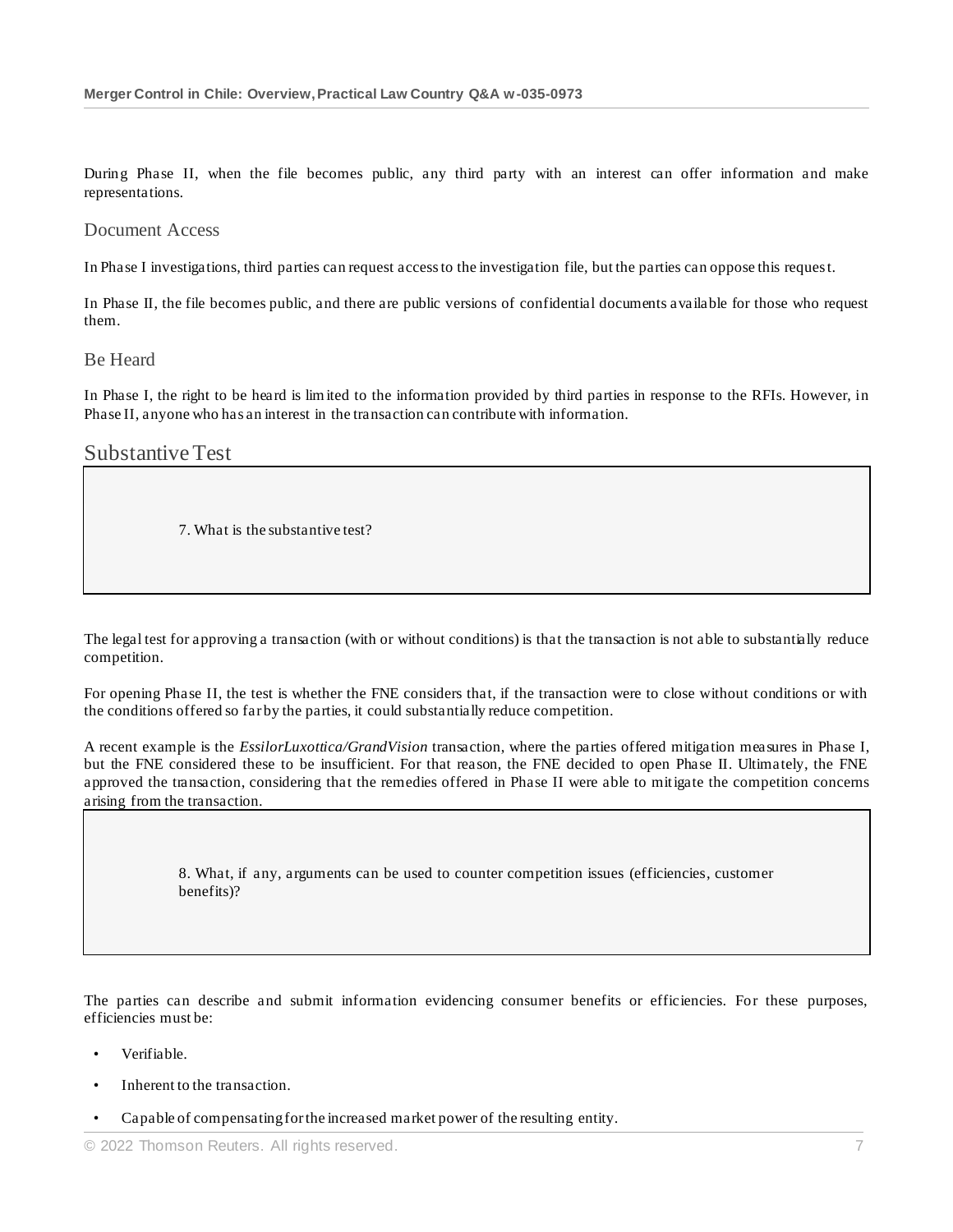During Phase II, when the file becomes public, any third party with an interest can offer information and make representations.

### Document Access

In Phase I investigations, third parties can request access to the investigation file, but the parties can oppose this request.

In Phase II, the file becomes public, and there are public versions of confidential documents available for those who request them.

### Be Heard

In Phase I, the right to be heard is limited to the information provided by third parties in response to the RFIs. However, in Phase II, anyone who has an interest in the transaction can contribute with information.

## Substantive Test

**7. What is the substantive test?**

The legal test for approving a transaction (with or without conditions) is that the transaction is not able to substantially reduce competition.

For opening Phase II, the test is whether the FNE considers that, if the transaction were to close without conditions or with the conditions offered so far by the parties, it could substantially reduce competition.

A recent example is the *EssilorLuxottica/GrandVision* transaction, where the parties offered mitigation measures in Phase I, but the FNE considered these to be insufficient. For that reason, the FNE decided to open Phase II. Ultimately, the FNE approved the transaction, considering that the remedies offered in Phase II were able to mitigate the competition concerns arising from the transaction.

**8. What, if any, arguments can be used to counter competition issues (efficiencies, customer benefits)?**

The parties can describe and submit information evidencing consumer benefits or efficiencies. For these purposes, efficiencies must be:

- Verifiable.
- Inherent to the transaction.
- Capable of compensating for the increased market power of the resulting entity.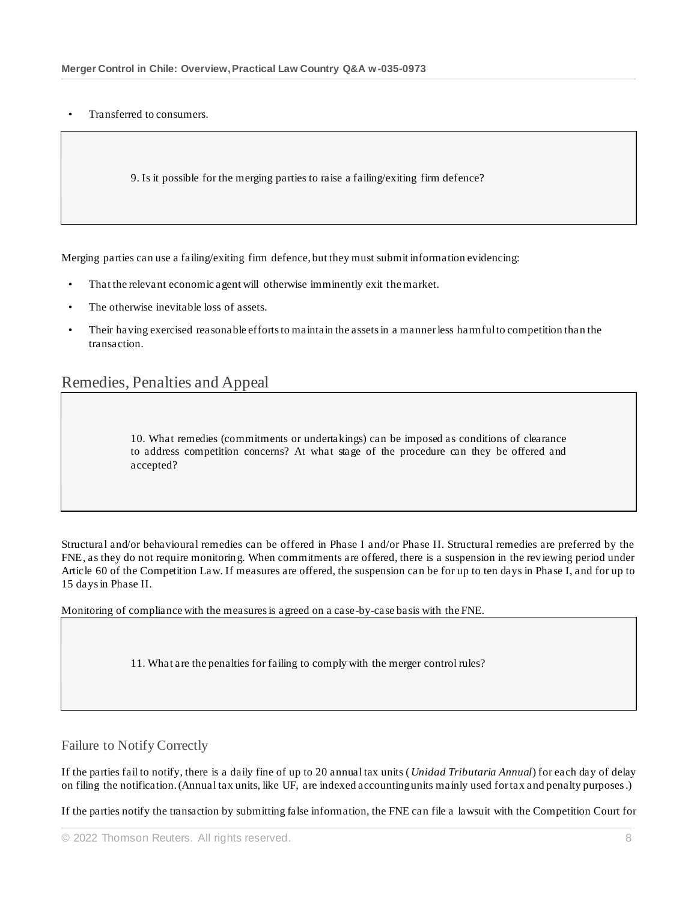- Transferred to consumers.

**9. Is it possible for the merging parties to raise a failing/exiting firm defence?**

Merging parties can use a failing/exiting firm defence, but they must submit information evidencing:

- That the relevant economic agent will otherwise imminently exit the market.
- The otherwise inevitable loss of assets.
- Their having exercised reasonable efforts to maintain the assets in a manner less harmful to competition than the transaction.

## Remedies, Penalties and Appeal

**10. What remedies (commitments or undertakings) can be imposed as conditions of clearance to address competition concerns? At what stage of the procedure can they be offered and accepted?**

Structural and/or behavioural remedies can be offered in Phase I and/or Phase II. Structural remedies are preferred by the FNE, as they do not require monitoring. When commitments are offered, there is a suspension in the reviewing period under Article 60 of the Competition Law. If measures are offered, the suspension can be for up to ten days in Phase I, and for up to 15 days in Phase II.

Monitoring of compliance with the measures is agreed on a case-by-case basis with the FNE.

**11. What are the penalties for failing to comply with the merger control rules?**

### Failure to Notify Correctly

If the parties fail to notify, there is a daily fine of up to 20 annual tax units (*Unidad Tributaria Annual*) for each day of delay on filing the notification. (Annual tax units, like UF, are indexed accounting units mainly used for tax and penalty purposes.)

If the parties notify the transaction by submitting false information, the FNE can file a lawsuit with the Competition Court for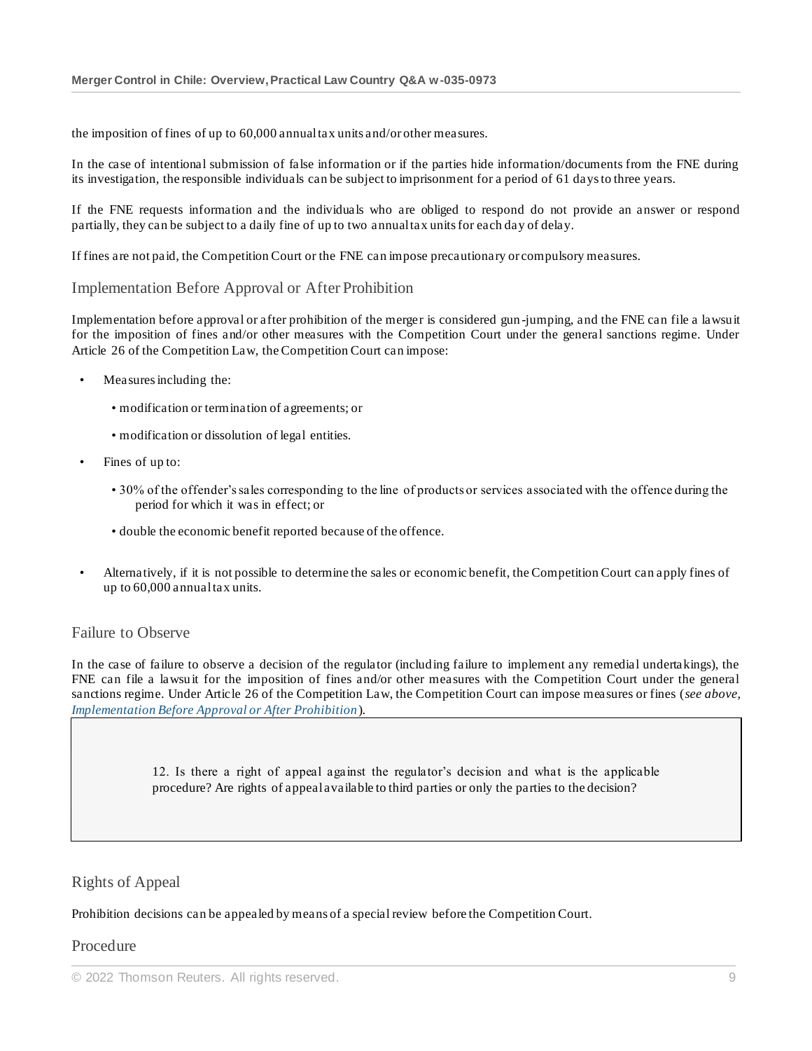the imposition of fines of up to 60,000 annual tax units and/or other measures.

In the case of intentional submission of false information or if the parties hide information/documents from the FNE during its investigation, the responsible individuals can be subject to imprisonment for a period of 61 days to three years.

If the FNE requests information and the individuals who are obliged to respond do not provide an answer or respond partially, they can be subject to a daily fine of up to two annual tax units for each day of delay.

If fines are not paid, the Competition Court or the FNE can impose precautionary or compulsory measures.

## Implementation Before Approval or After Prohibition

Implementation before approval or after prohibition of the merger is considered gun-jumping, and the FNE can file a lawsuit for the imposition of fines and/or other measures with the Competition Court under the general sanctions regime. Under Article 26 of the Competition Law, the Competition Court can impose:

- Measures including the:
  - modification or termination of agreements; or
  - modification or dissolution of legal entities.
- Fines of up to:
  - 30% of the offender's sales corresponding to the line of products or services associated with the offence during the period for which it was in effect; or
  - double the economic benefit reported because of the offence.
- Alternatively, if it is not possible to determine the sales or economic benefit, the Competition Court can apply fines of up to 60,000 annual tax units.

## Failure to Observe

In the case of failure to observe a decision of the regulator (including failure to implement any remedial undertakings), the FNE can file a lawsuit for the imposition of fines and/or other measures with the Competition Court under the general sanctions regime. Under Article 26 of the Competition Law, the Competition Court can impose measures or fines (*see above, Implementation Before Approval or After Prohibition*).

> 12. Is there a right of appeal against the regulator's decision and what is the applicable procedure? Are rights of appeal available to third parties or only the parties to the decision?

## Rights of Appeal

Prohibition decisions can be appealed by means of a special review before the Competition Court.

## Procedure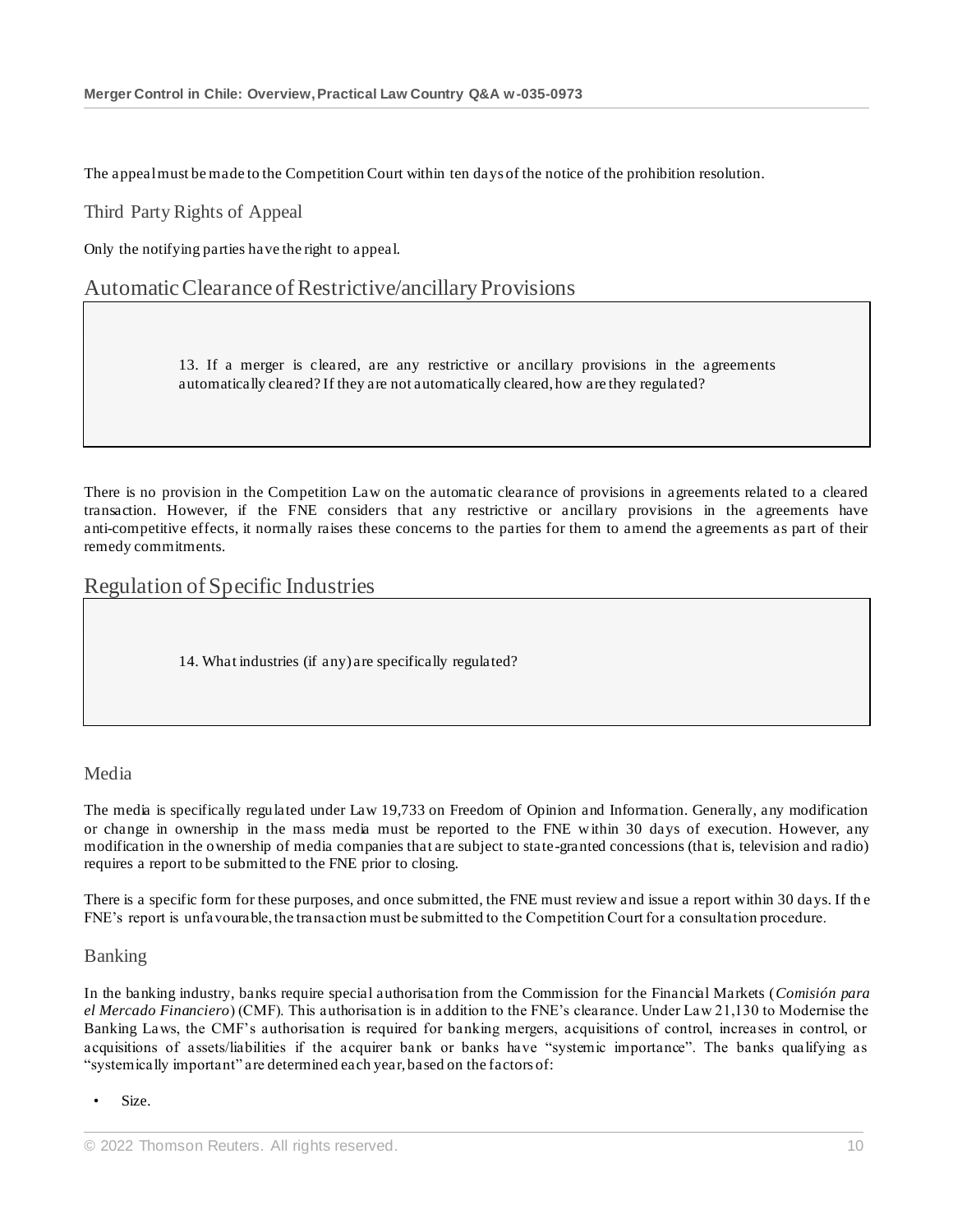The appeal must be made to the Competition Court within ten days of the notice of the prohibition resolution.

### Third Party Rights of Appeal

Only the notifying parties have the right to appeal.

## Automatic Clearance of Restrictive/ancillary Provisions

> 13. If a merger is cleared, are any restrictive or ancillary provisions in the agreements automatically cleared? If they are not automatically cleared, how are they regulated?

There is no provision in the Competition Law on the automatic clearance of provisions in agreements related to a cleared transaction. However, if the FNE considers that any restrictive or ancillary provisions in the agreements have anti-competitive effects, it normally raises these concerns to the parties for them to amend the agreements as part of their remedy commitments.

## Regulation of Specific Industries

> 14. What industries (if any) are specifically regulated?

### Media

The media is specifically regulated under Law 19,733 on Freedom of Opinion and Information. Generally, any modification or change in ownership in the mass media must be reported to the FNE within 30 days of execution. However, any modification in the ownership of media companies that are subject to state-granted concessions (that is, television and radio) requires a report to be submitted to the FNE prior to closing.

There is a specific form for these purposes, and once submitted, the FNE must review and issue a report within 30 days. If the FNE's report is unfavourable, the transaction must be submitted to the Competition Court for a consultation procedure.

### Banking

In the banking industry, banks require special authorisation from the Commission for the Financial Markets (*Comisión para el Mercado Financiero*) (CMF). This authorisation is in addition to the FNE's clearance. Under Law 21,130 to Modernise the Banking Laws, the CMF's authorisation is required for banking mergers, acquisitions of control, increases in control, or acquisitions of assets/liabilities if the acquirer bank or banks have "systemic importance". The banks qualifying as "systemically important" are determined each year, based on the factors of:

- Size.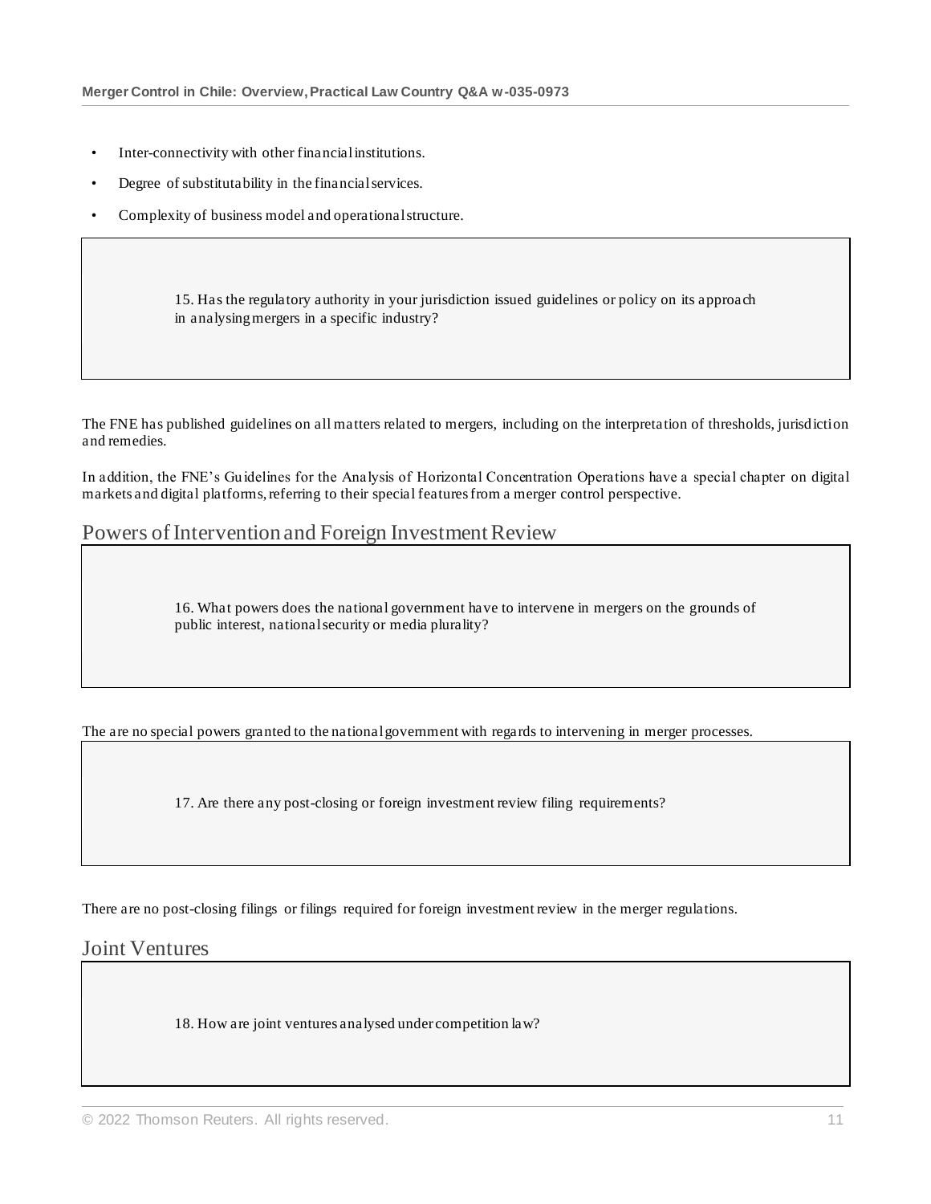- Inter-connectivity with other financial institutions.
- Degree of substitutability in the financial services.
- Complexity of business model and operational structure.

> 15. Has the regulatory authority in your jurisdiction issued guidelines or policy on its approach in analysing mergers in a specific industry?

The FNE has published guidelines on all matters related to mergers, including on the interpretation of thresholds, jurisdiction and remedies.

In addition, the FNE's Guidelines for the Analysis of Horizontal Concentration Operations have a special chapter on digital markets and digital platforms, referring to their special features from a merger control perspective.

## Powers of Intervention and Foreign Investment Review

> 16. What powers does the national government have to intervene in mergers on the grounds of public interest, national security or media plurality?

The are no special powers granted to the national government with regards to intervening in merger processes.

> 17. Are there any post-closing or foreign investment review filing requirements?

There are no post-closing filings or filings required for foreign investment review in the merger regulations.

## Joint Ventures

> 18. How are joint ventures analysed under competition law?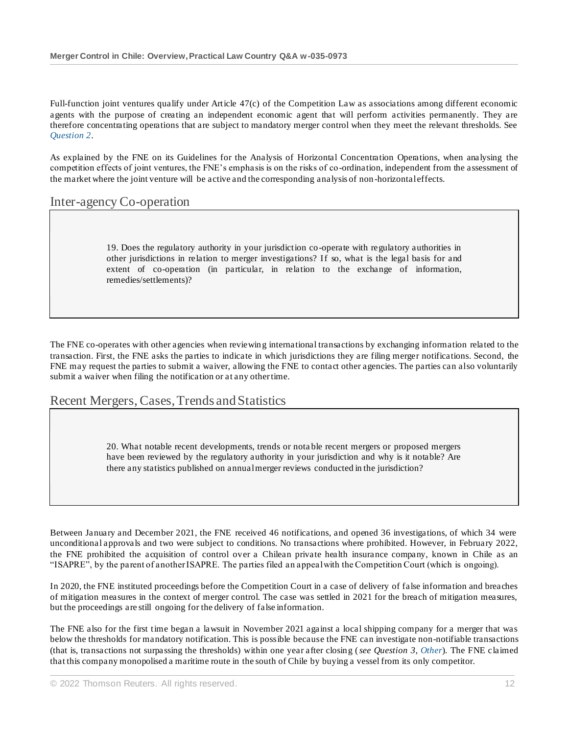Full-function joint ventures qualify under Article 47(c) of the Competition Law as associations among different economic agents with the purpose of creating an independent economic agent that will perform activities permanently. They are therefore concentrating operations that are subject to mandatory merger control when they meet the relevant thresholds. See *Question 2*.

As explained by the FNE on its Guidelines for the Analysis of Horizontal Concentration Operations, when analysing the competition effects of joint ventures, the FNE's emphasis is on the risks of co-ordination, independent from the assessment of the market where the joint venture will be active and the corresponding analysis of non-horizontal effects.

## Inter-agency Co-operation

> 19. Does the regulatory authority in your jurisdiction co-operate with regulatory authorities in other jurisdictions in relation to merger investigations? If so, what is the legal basis for and extent of co-operation (in particular, in relation to the exchange of information, remedies/settlements)?

The FNE co-operates with other agencies when reviewing international transactions by exchanging information related to the transaction. First, the FNE asks the parties to indicate in which jurisdictions they are filing merger notifications. Second, the FNE may request the parties to submit a waiver, allowing the FNE to contact other agencies. The parties can also voluntarily submit a waiver when filing the notification or at any other time.

## Recent Mergers, Cases, Trends and Statistics

> 20. What notable recent developments, trends or notable recent mergers or proposed mergers have been reviewed by the regulatory authority in your jurisdiction and why is it notable? Are there any statistics published on annual merger reviews conducted in the jurisdiction?

Between January and December 2021, the FNE received 46 notifications, and opened 36 investigations, of which 34 were unconditional approvals and two were subject to conditions. No transactions where prohibited. However, in February 2022, the FNE prohibited the acquisition of control over a Chilean private health insurance company, known in Chile as an "ISAPRE", by the parent of another ISAPRE. The parties filed an appeal with the Competition Court (which is ongoing).

In 2020, the FNE instituted proceedings before the Competition Court in a case of delivery of false information and breaches of mitigation measures in the context of merger control. The case was settled in 2021 for the breach of mitigation measures, but the proceedings are still ongoing for the delivery of false information.

The FNE also for the first time began a lawsuit in November 2021 against a local shipping company for a merger that was below the thresholds for mandatory notification. This is possible because the FNE can investigate non-notifiable transactions (that is, transactions not surpassing the thresholds) within one year after closing (*see Question 3, Other*). The FNE claimed that this company monopolised a maritime route in the south of Chile by buying a vessel from its only competitor.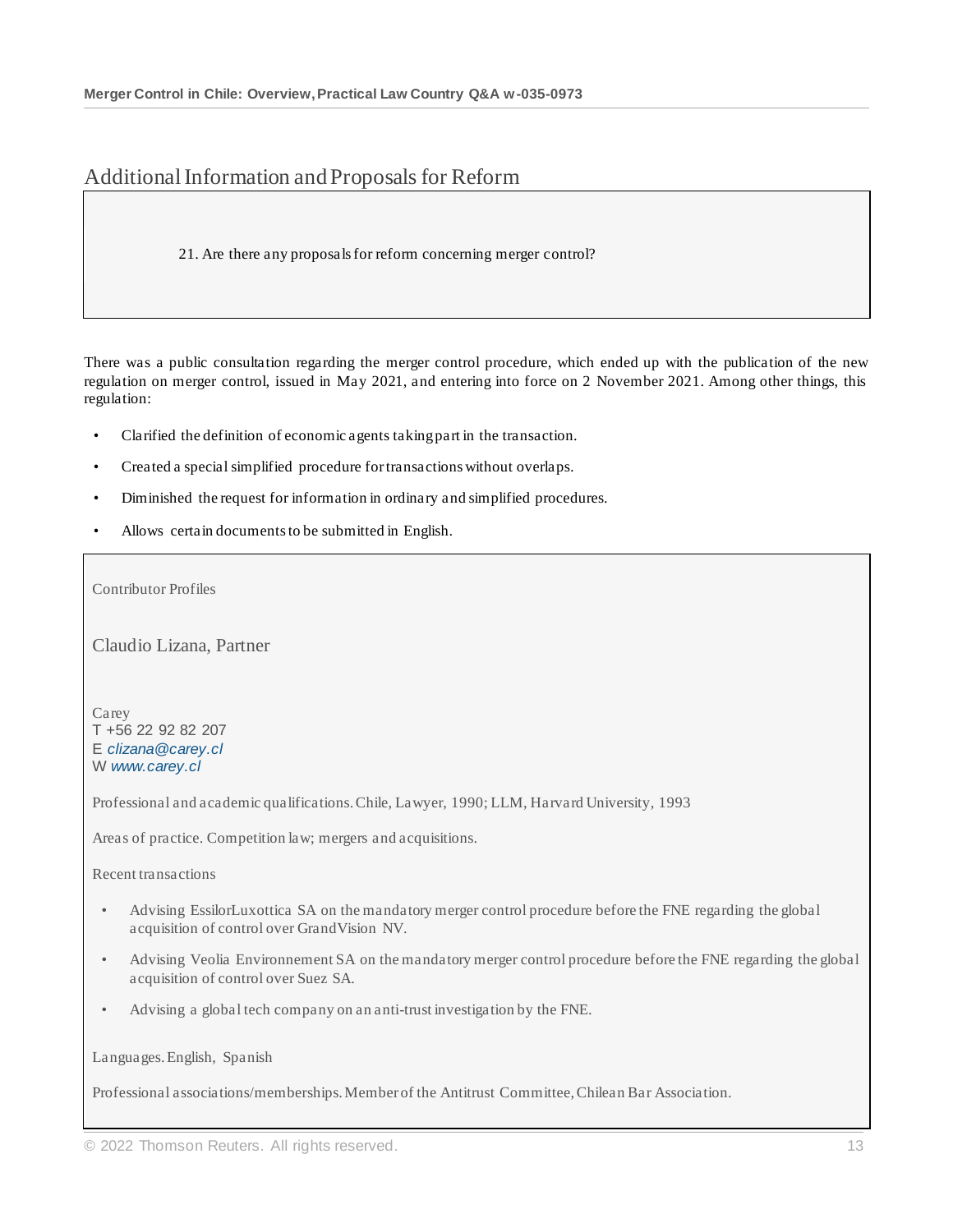## Additional Information and Proposals for Reform

### 21. Are there any proposals for reform concerning merger control?

There was a public consultation regarding the merger control procedure, which ended up with the publication of the new regulation on merger control, issued in May 2021, and entering into force on 2 November 2021. Among other things, this regulation:

- Clarified the definition of economic agents taking part in the transaction.
- Created a special simplified procedure for transactions without overlaps.
- Diminished the request for information in ordinary and simplified procedures.
- Allows certain documents to be submitted in English.

## Contributor Profiles

### Claudio Lizana, Partner

Carey
T +56 22 92 82 207
E *clizana@carey.cl*
W *www.carey.cl*

**Professional and academic qualifications.** Chile, Lawyer, 1990; LLM, Harvard University, 1993

**Areas of practice.** Competition law; mergers and acquisitions.

**Recent transactions**

- Advising EssilorLuxottica SA on the mandatory merger control procedure before the FNE regarding the global acquisition of control over GrandVision NV.
- Advising Veolia Environnement SA on the mandatory merger control procedure before the FNE regarding the global acquisition of control over Suez SA.
- Advising a global tech company on an anti-trust investigation by the FNE.

**Languages.** English, Spanish

**Professional associations/memberships.** Member of the Antitrust Committee, Chilean Bar Association.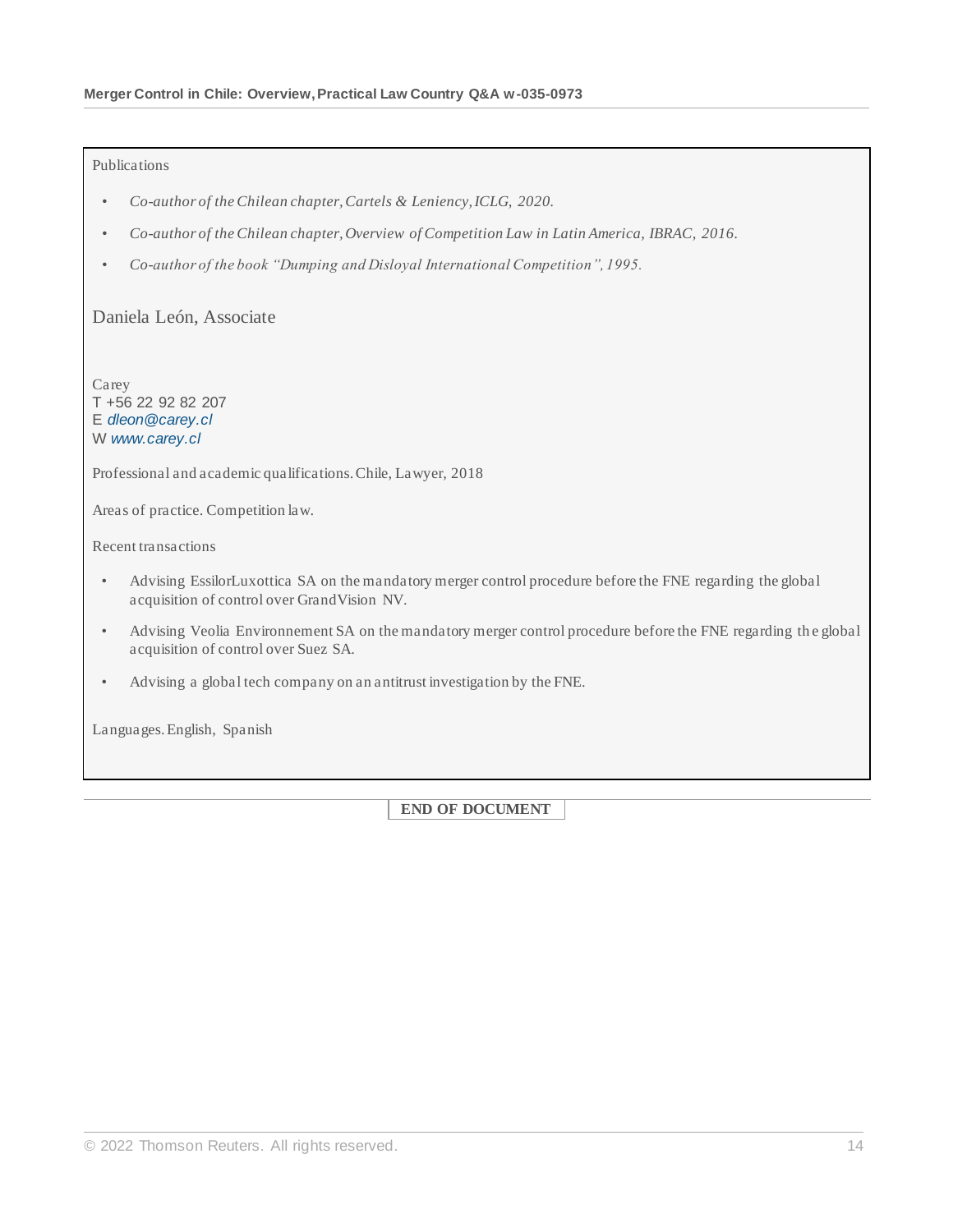Publications

- *Co-author of the Chilean chapter, Cartels & Leniency, ICLG, 2020.*
- *Co-author of the Chilean chapter, Overview of Competition Law in Latin America, IBRAC, 2016.*
- *Co-author of the book "Dumping and Disloyal International Competition", 1995.*

Daniela León, Associate

Carey
T +56 22 92 82 207
E *dleon@carey.cl*
W *www.carey.cl*

Professional and academic qualifications. Chile, Lawyer, 2018

Areas of practice. Competition law.

Recent transactions

- Advising EssilorLuxottica SA on the mandatory merger control procedure before the FNE regarding the global acquisition of control over GrandVision NV.
- Advising Veolia Environnement SA on the mandatory merger control procedure before the FNE regarding the global acquisition of control over Suez SA.
- Advising a global tech company on an antitrust investigation by the FNE.

Languages. English, Spanish

**END OF DOCUMENT**